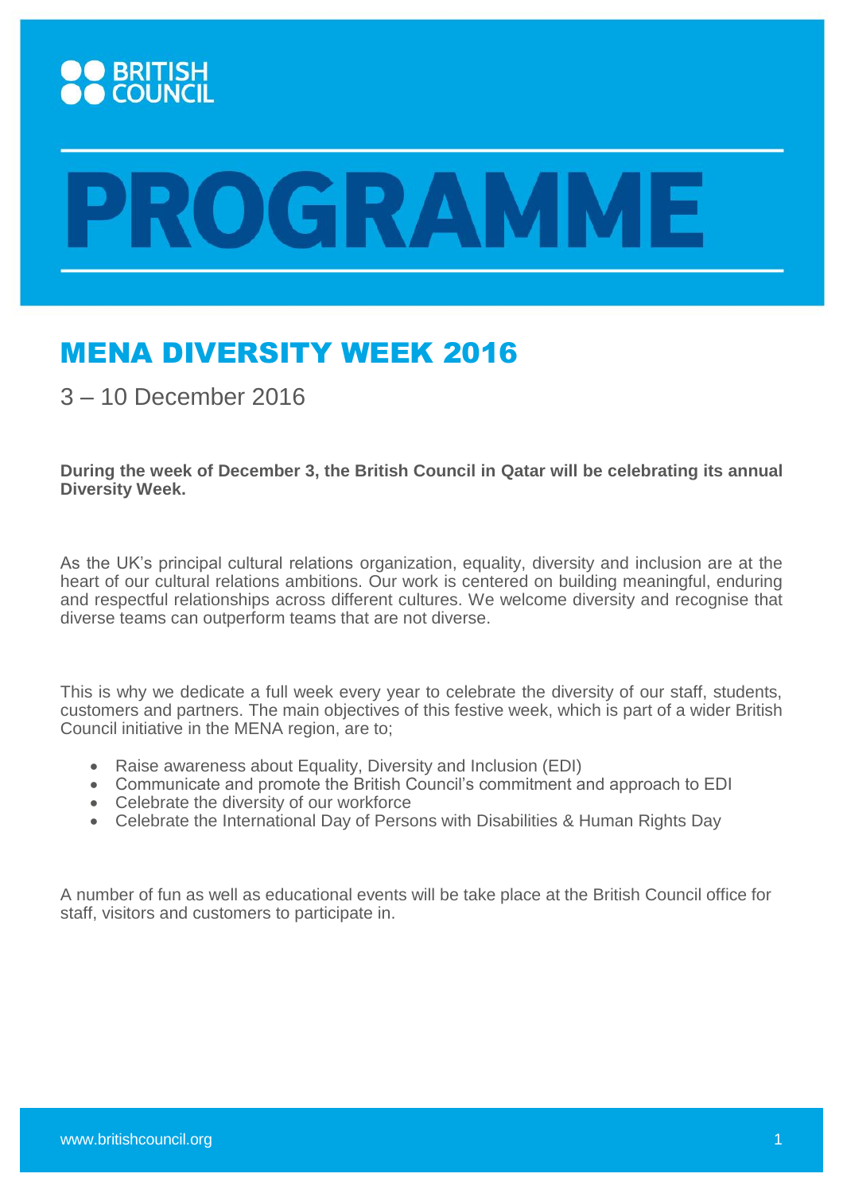BRITISH COUNCIL

# PROGRAMME

## MENA DIVERSITY WEEK 2016

3 – 10 December 2016

**During the week of December 3, the British Council in Qatar will be celebrating its annual Diversity Week.**

As the UK's principal cultural relations organization, equality, diversity and inclusion are at the heart of our cultural relations ambitions. Our work is centered on building meaningful, enduring and respectful relationships across different cultures. We welcome diversity and recognise that diverse teams can outperform teams that are not diverse.

This is why we dedicate a full week every year to celebrate the diversity of our staff, students, customers and partners. The main objectives of this festive week, which is part of a wider British Council initiative in the MENA region, are to;

- Raise awareness about Equality, Diversity and Inclusion (EDI)
- Communicate and promote the British Council's commitment and approach to EDI
- Celebrate the diversity of our workforce
- Celebrate the International Day of Persons with Disabilities & Human Rights Day

A number of fun as well as educational events will be take place at the British Council office for staff, visitors and customers to participate in.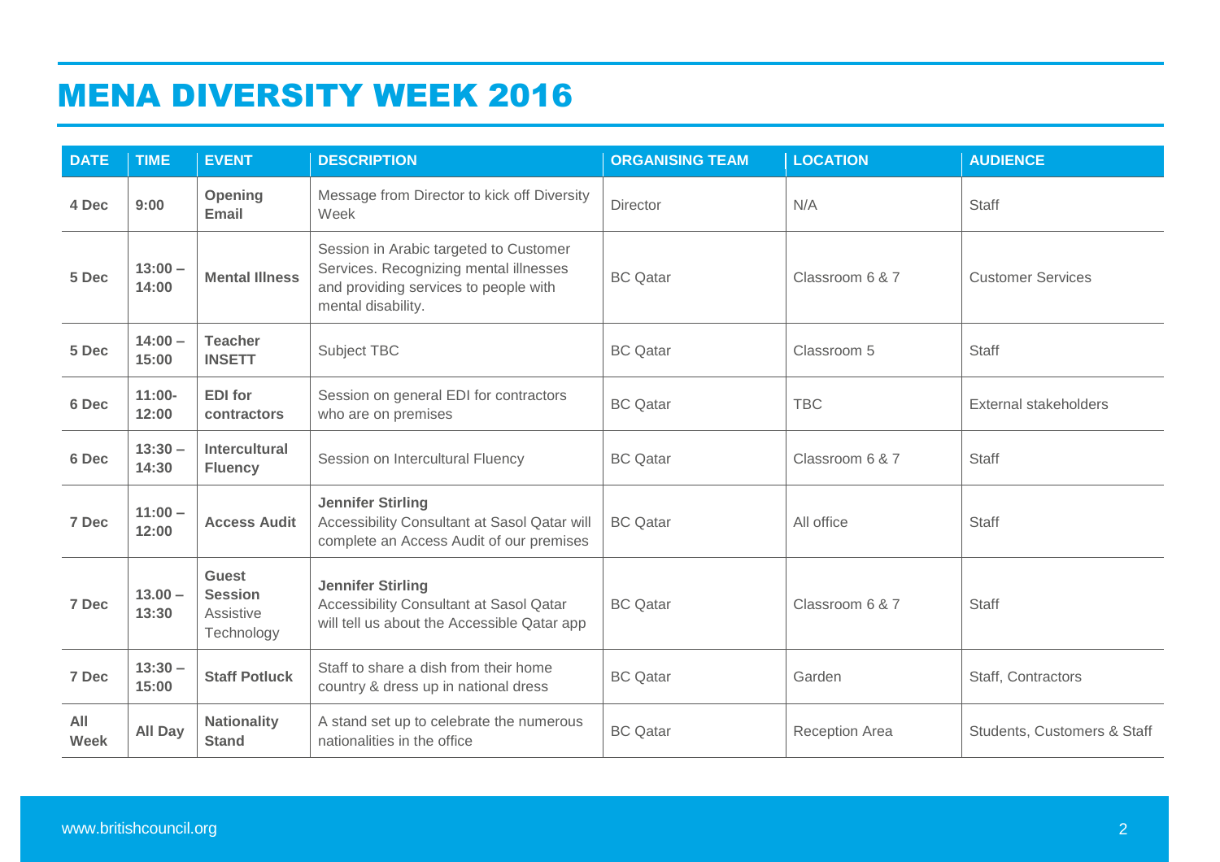# MENA DIVERSITY WEEK 2016

| DATE | TIME | EVENT | DESCRIPTION | ORGANISING TEAM | LOCATION | AUDIENCE |
|---|---|---|---|---|---|---|
| **4 Dec** | **9:00** | **Opening Email** | Message from Director to kick off Diversity Week | Director | N/A | Staff |
| **5 Dec** | **13:00 – 14:00** | **Mental Illness** | Session in Arabic targeted to Customer Services. Recognizing mental illnesses and providing services to people with mental disability. | BC Qatar | Classroom 6 & 7 | Customer Services |
| **5 Dec** | **14:00 – 15:00** | **Teacher INSETT** | Subject TBC | BC Qatar | Classroom 5 | Staff |
| **6 Dec** | **11:00-12:00** | **EDI for contractors** | Session on general EDI for contractors who are on premises | BC Qatar | TBC | External stakeholders |
| **6 Dec** | **13:30 – 14:30** | **Intercultural Fluency** | Session on Intercultural Fluency | BC Qatar | Classroom 6 & 7 | Staff |
| **7 Dec** | **11:00 – 12:00** | **Access Audit** | **Jennifer Stirling** Accessibility Consultant at Sasol Qatar will complete an Access Audit of our premises | BC Qatar | All office | Staff |
| **7 Dec** | **13.00 – 13:30** | **Guest Session** Assistive Technology | **Jennifer Stirling** Accessibility Consultant at Sasol Qatar will tell us about the Accessible Qatar app | BC Qatar | Classroom 6 & 7 | Staff |
| **7 Dec** | **13:30 – 15:00** | **Staff Potluck** | Staff to share a dish from their home country & dress up in national dress | BC Qatar | Garden | Staff, Contractors |
| **All Week** | **All Day** | **Nationality Stand** | A stand set up to celebrate the numerous nationalities in the office | BC Qatar | Reception Area | Students, Customers & Staff |

www.britishcouncil.org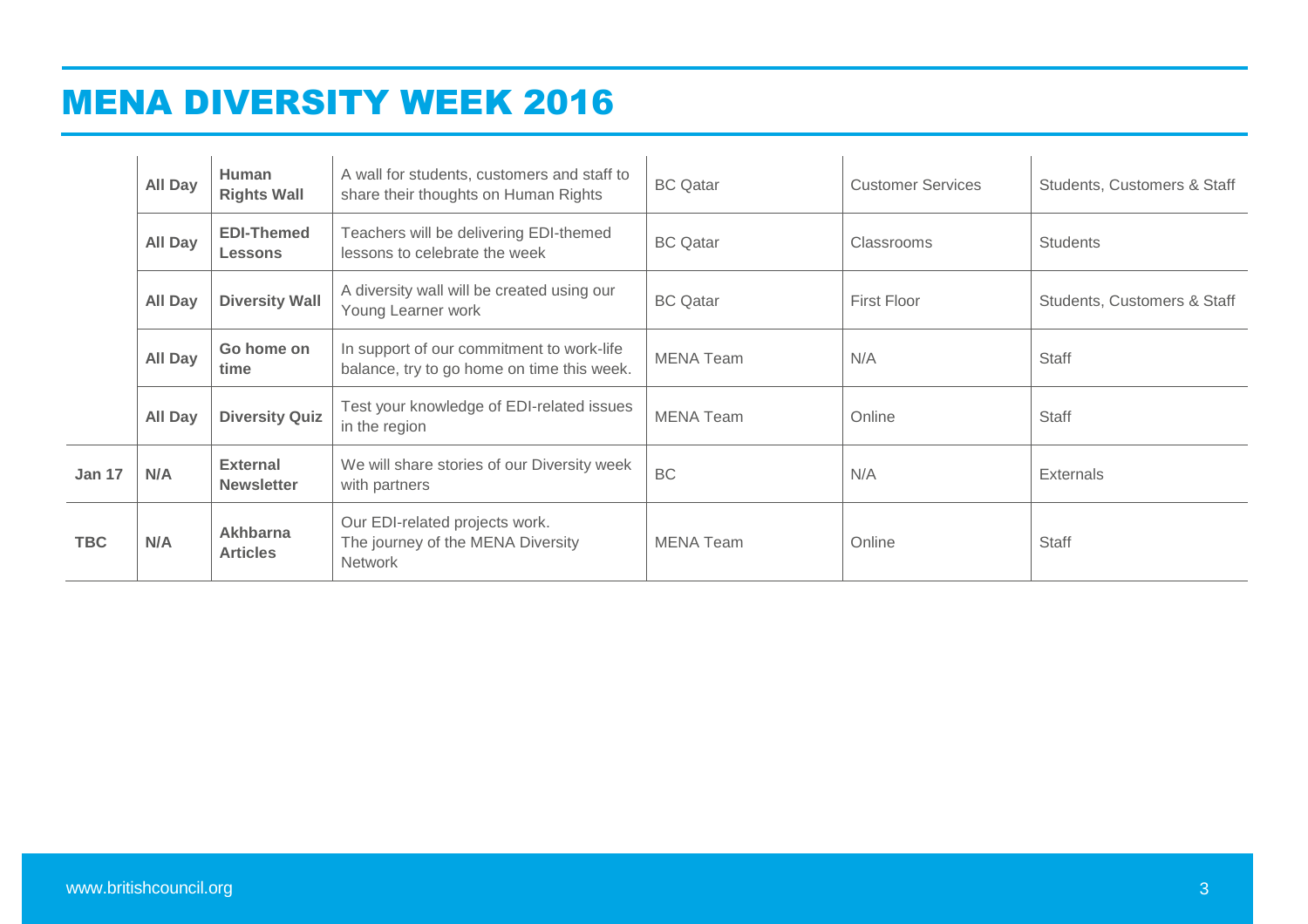# MENA DIVERSITY WEEK 2016

| | | | | | | |
|---|---|---|---|---|---|---|
| | **All Day** | **Human Rights Wall** | A wall for students, customers and staff to share their thoughts on Human Rights | BC Qatar | Customer Services | Students, Customers & Staff |
| | **All Day** | **EDI-Themed Lessons** | Teachers will be delivering EDI-themed lessons to celebrate the week | BC Qatar | Classrooms | Students |
| | **All Day** | **Diversity Wall** | A diversity wall will be created using our Young Learner work | BC Qatar | First Floor | Students, Customers & Staff |
| | **All Day** | **Go home on time** | In support of our commitment to work-life balance, try to go home on time this week. | MENA Team | N/A | Staff |
| | **All Day** | **Diversity Quiz** | Test your knowledge of EDI-related issues in the region | MENA Team | Online | Staff |
| **Jan 17** | **N/A** | **External Newsletter** | We will share stories of our Diversity week with partners | BC | N/A | Externals |
| **TBC** | **N/A** | **Akhbarna Articles** | Our EDI-related projects work. The journey of the MENA Diversity Network | MENA Team | Online | Staff |

www.britishcouncil.org